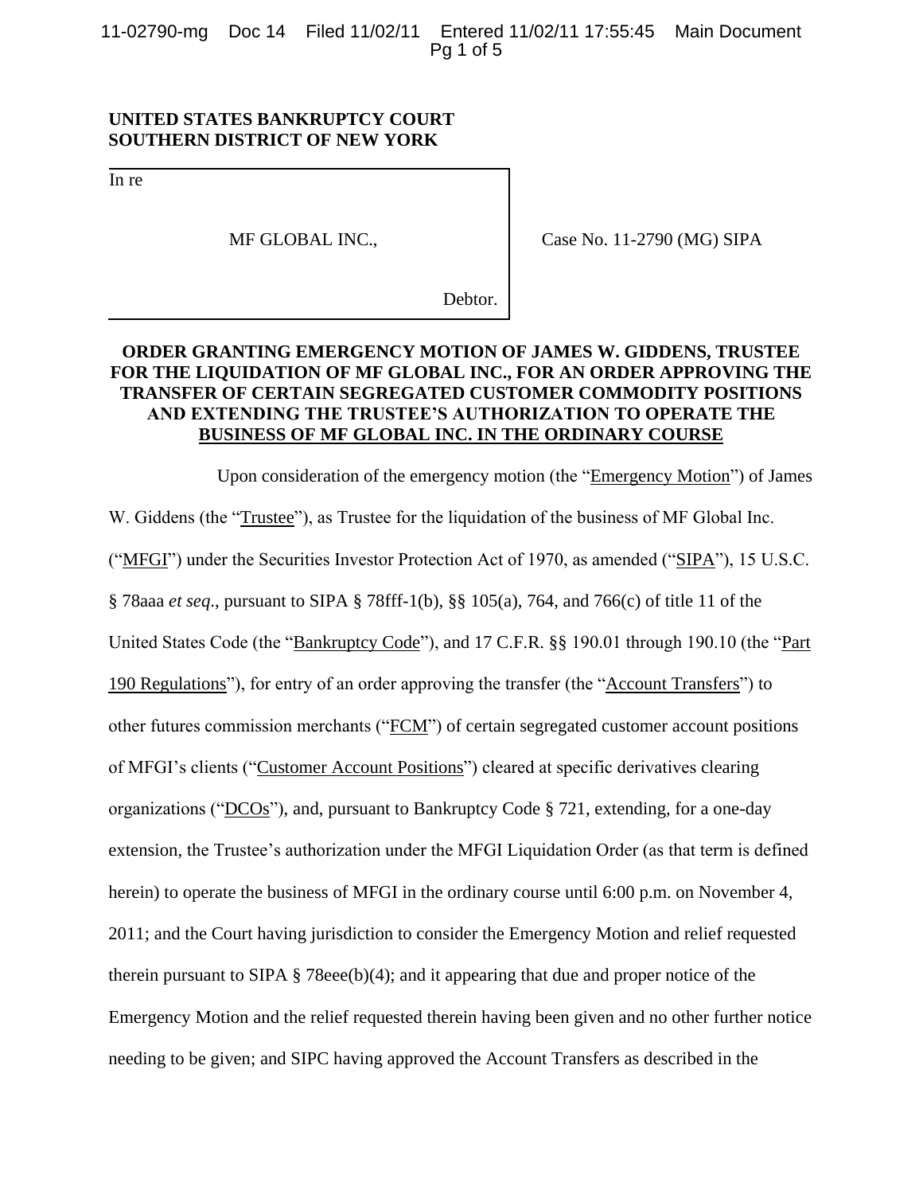**UNITED STATES BANKRUPTCY COURT**
**SOUTHERN DISTRICT OF NEW YORK**

| | |
|---|---|
| In re<br><br>MF GLOBAL INC.,<br><br>Debtor. | Case No. 11-2790 (MG) SIPA |

**ORDER GRANTING EMERGENCY MOTION OF JAMES W. GIDDENS, TRUSTEE FOR THE LIQUIDATION OF MF GLOBAL INC., FOR AN ORDER APPROVING THE TRANSFER OF CERTAIN SEGREGATED CUSTOMER COMMODITY POSITIONS AND EXTENDING THE TRUSTEE'S AUTHORIZATION TO OPERATE THE BUSINESS OF MF GLOBAL INC. IN THE ORDINARY COURSE**

Upon consideration of the emergency motion (the "Emergency Motion") of James W. Giddens (the "Trustee"), as Trustee for the liquidation of the business of MF Global Inc. ("MFGI") under the Securities Investor Protection Act of 1970, as amended ("SIPA"), 15 U.S.C. § 78aaa *et seq*., pursuant to SIPA § 78fff-1(b), §§ 105(a), 764, and 766(c) of title 11 of the United States Code (the "Bankruptcy Code"), and 17 C.F.R. §§ 190.01 through 190.10 (the "Part 190 Regulations"), for entry of an order approving the transfer (the "Account Transfers") to other futures commission merchants ("FCM") of certain segregated customer account positions of MFGI's clients ("Customer Account Positions") cleared at specific derivatives clearing organizations ("DCOs"), and, pursuant to Bankruptcy Code § 721, extending, for a one-day extension, the Trustee's authorization under the MFGI Liquidation Order (as that term is defined herein) to operate the business of MFGI in the ordinary course until 6:00 p.m. on November 4, 2011; and the Court having jurisdiction to consider the Emergency Motion and relief requested therein pursuant to SIPA § 78eee(b)(4); and it appearing that due and proper notice of the Emergency Motion and the relief requested therein having been given and no other further notice needing to be given; and SIPC having approved the Account Transfers as described in the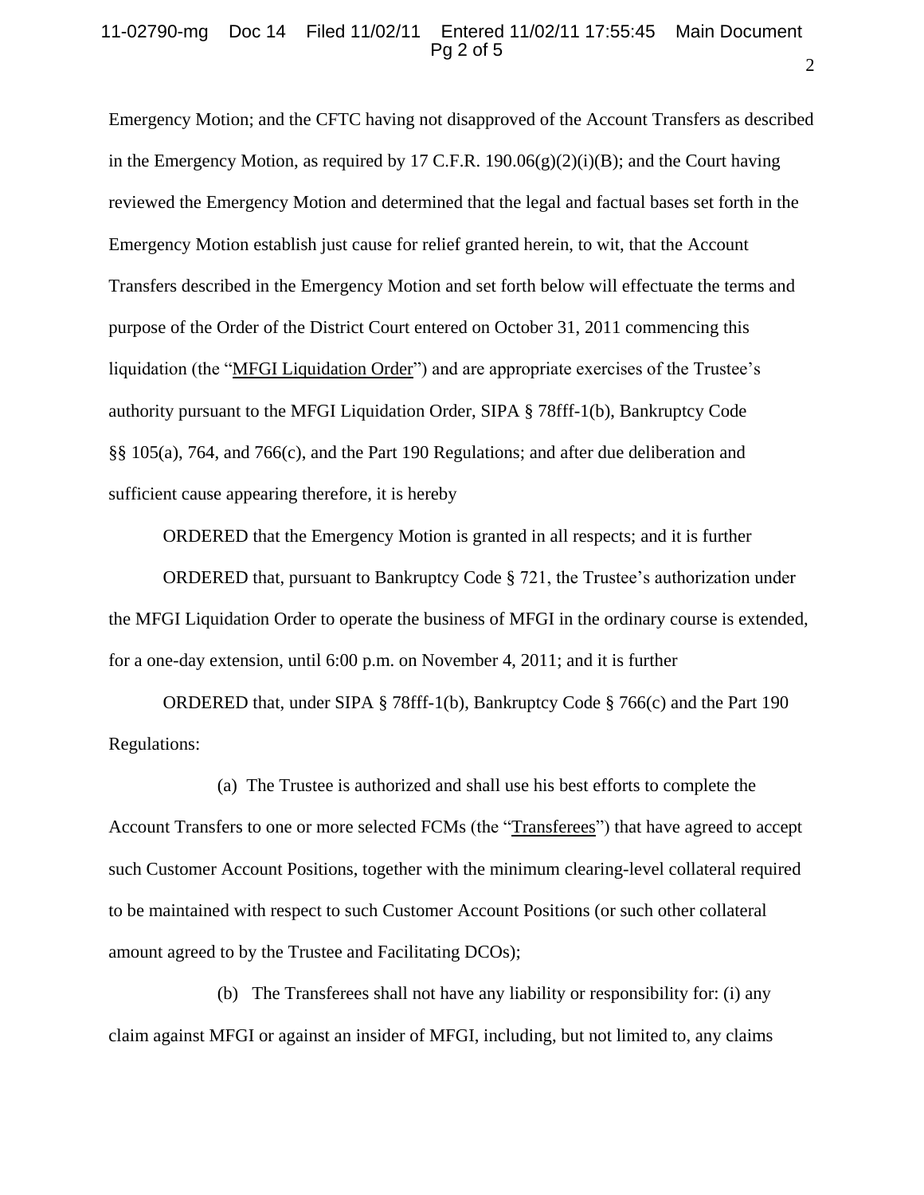Emergency Motion; and the CFTC having not disapproved of the Account Transfers as described in the Emergency Motion, as required by 17 C.F.R. 190.06(g)(2)(i)(B); and the Court having reviewed the Emergency Motion and determined that the legal and factual bases set forth in the Emergency Motion establish just cause for relief granted herein, to wit, that the Account Transfers described in the Emergency Motion and set forth below will effectuate the terms and purpose of the Order of the District Court entered on October 31, 2011 commencing this liquidation (the "MFGI Liquidation Order") and are appropriate exercises of the Trustee's authority pursuant to the MFGI Liquidation Order, SIPA § 78fff-1(b), Bankruptcy Code §§ 105(a), 764, and 766(c), and the Part 190 Regulations; and after due deliberation and sufficient cause appearing therefore, it is hereby

ORDERED that the Emergency Motion is granted in all respects; and it is further

ORDERED that, pursuant to Bankruptcy Code § 721, the Trustee's authorization under the MFGI Liquidation Order to operate the business of MFGI in the ordinary course is extended, for a one-day extension, until 6:00 p.m. on November 4, 2011; and it is further

ORDERED that, under SIPA § 78fff-1(b), Bankruptcy Code § 766(c) and the Part 190 Regulations:

(a) The Trustee is authorized and shall use his best efforts to complete the Account Transfers to one or more selected FCMs (the "Transferees") that have agreed to accept such Customer Account Positions, together with the minimum clearing-level collateral required to be maintained with respect to such Customer Account Positions (or such other collateral amount agreed to by the Trustee and Facilitating DCOs);

(b) The Transferees shall not have any liability or responsibility for: (i) any claim against MFGI or against an insider of MFGI, including, but not limited to, any claims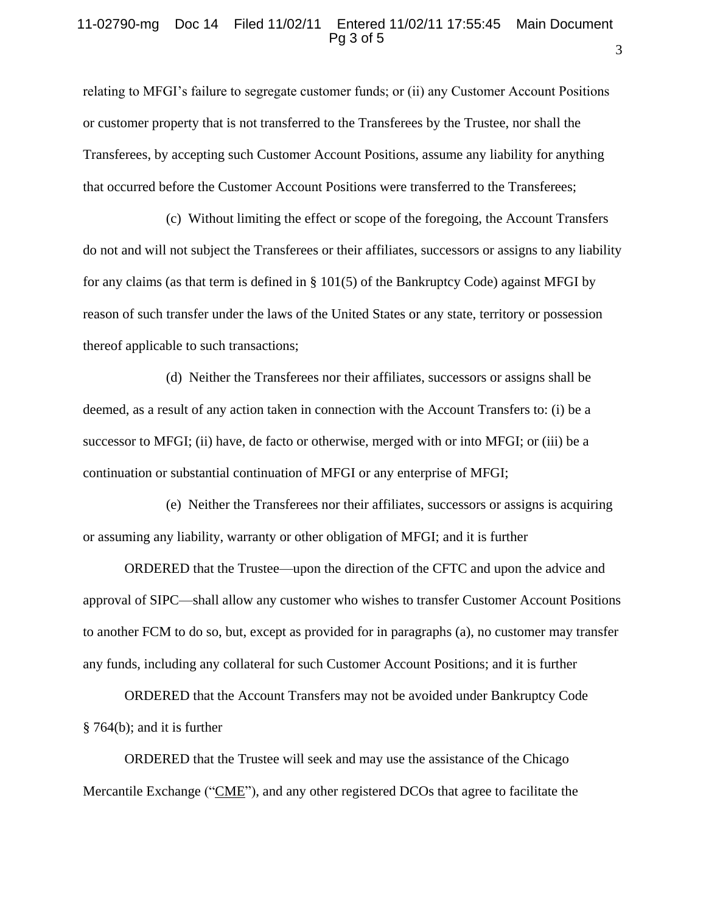relating to MFGI's failure to segregate customer funds; or (ii) any Customer Account Positions or customer property that is not transferred to the Transferees by the Trustee, nor shall the Transferees, by accepting such Customer Account Positions, assume any liability for anything that occurred before the Customer Account Positions were transferred to the Transferees;

(c) Without limiting the effect or scope of the foregoing, the Account Transfers do not and will not subject the Transferees or their affiliates, successors or assigns to any liability for any claims (as that term is defined in § 101(5) of the Bankruptcy Code) against MFGI by reason of such transfer under the laws of the United States or any state, territory or possession thereof applicable to such transactions;

(d) Neither the Transferees nor their affiliates, successors or assigns shall be deemed, as a result of any action taken in connection with the Account Transfers to: (i) be a successor to MFGI; (ii) have, de facto or otherwise, merged with or into MFGI; or (iii) be a continuation or substantial continuation of MFGI or any enterprise of MFGI;

(e) Neither the Transferees nor their affiliates, successors or assigns is acquiring or assuming any liability, warranty or other obligation of MFGI; and it is further

ORDERED that the Trustee—upon the direction of the CFTC and upon the advice and approval of SIPC—shall allow any customer who wishes to transfer Customer Account Positions to another FCM to do so, but, except as provided for in paragraphs (a), no customer may transfer any funds, including any collateral for such Customer Account Positions; and it is further

ORDERED that the Account Transfers may not be avoided under Bankruptcy Code § 764(b); and it is further

ORDERED that the Trustee will seek and may use the assistance of the Chicago Mercantile Exchange ("CME"), and any other registered DCOs that agree to facilitate the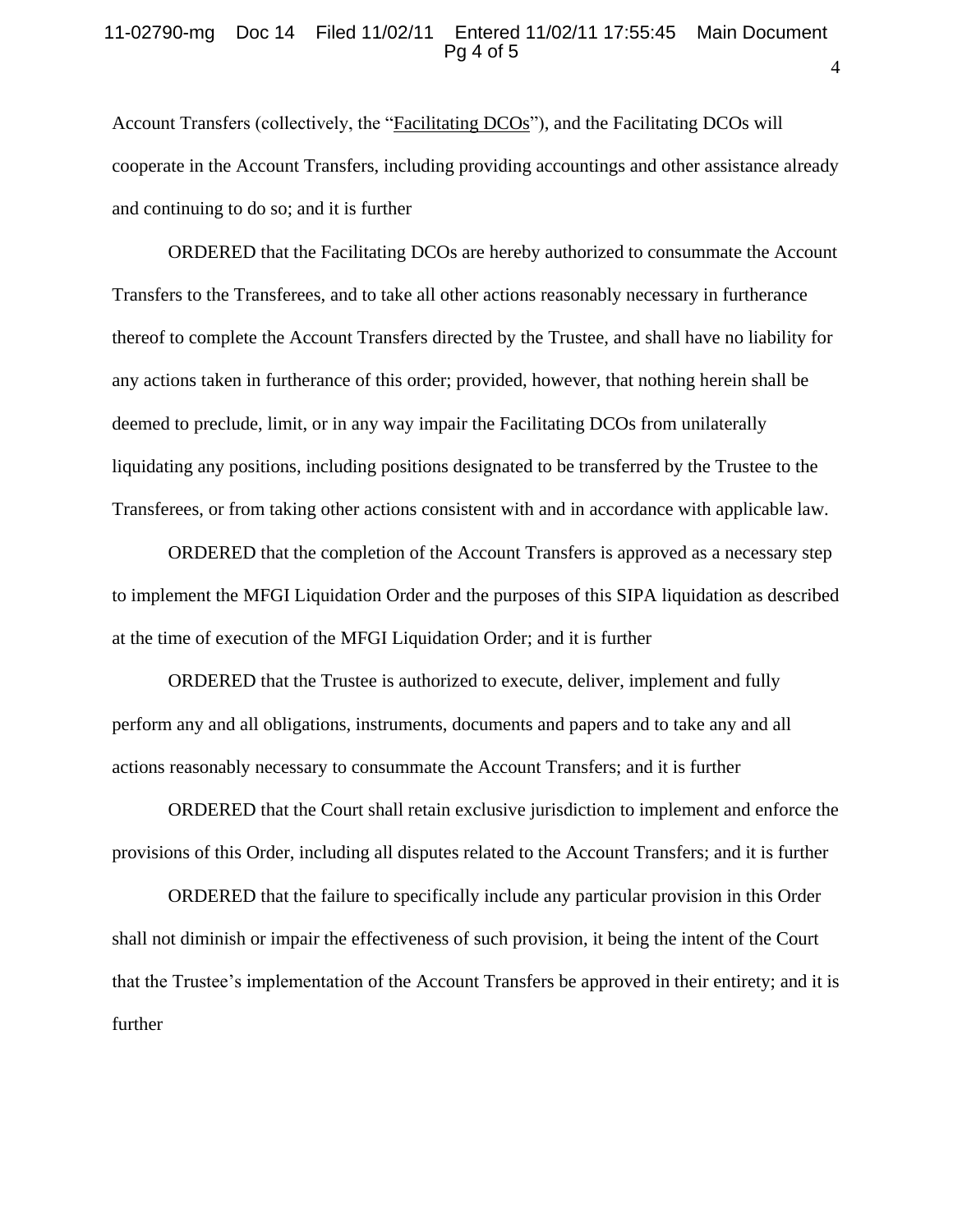Account Transfers (collectively, the "Facilitating DCOs"), and the Facilitating DCOs will cooperate in the Account Transfers, including providing accountings and other assistance already and continuing to do so; and it is further

ORDERED that the Facilitating DCOs are hereby authorized to consummate the Account Transfers to the Transferees, and to take all other actions reasonably necessary in furtherance thereof to complete the Account Transfers directed by the Trustee, and shall have no liability for any actions taken in furtherance of this order; provided, however, that nothing herein shall be deemed to preclude, limit, or in any way impair the Facilitating DCOs from unilaterally liquidating any positions, including positions designated to be transferred by the Trustee to the Transferees, or from taking other actions consistent with and in accordance with applicable law.

ORDERED that the completion of the Account Transfers is approved as a necessary step to implement the MFGI Liquidation Order and the purposes of this SIPA liquidation as described at the time of execution of the MFGI Liquidation Order; and it is further

ORDERED that the Trustee is authorized to execute, deliver, implement and fully perform any and all obligations, instruments, documents and papers and to take any and all actions reasonably necessary to consummate the Account Transfers; and it is further

ORDERED that the Court shall retain exclusive jurisdiction to implement and enforce the provisions of this Order, including all disputes related to the Account Transfers; and it is further

ORDERED that the failure to specifically include any particular provision in this Order shall not diminish or impair the effectiveness of such provision, it being the intent of the Court that the Trustee's implementation of the Account Transfers be approved in their entirety; and it is further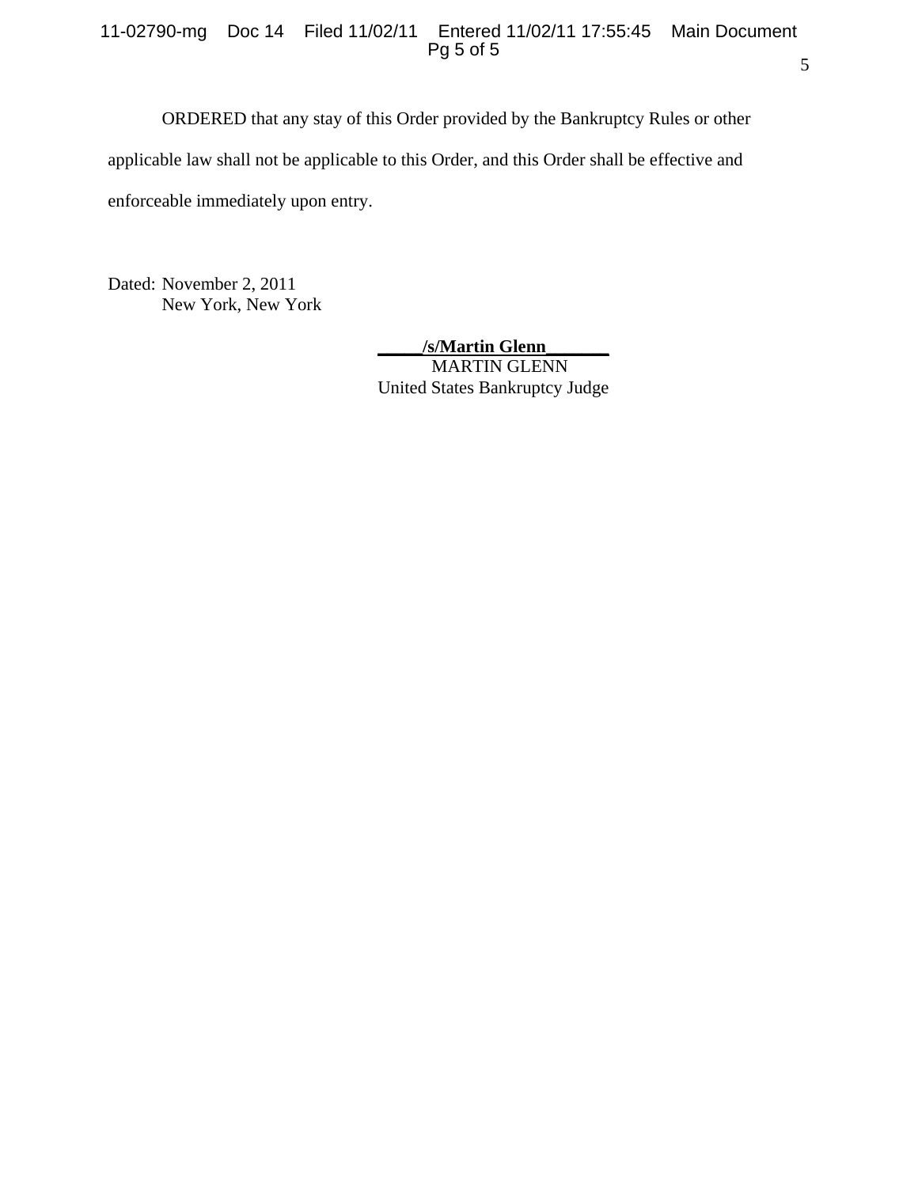ORDERED that any stay of this Order provided by the Bankruptcy Rules or other applicable law shall not be applicable to this Order, and this Order shall be effective and enforceable immediately upon entry.

Dated: November 2, 2011
New York, New York

**/s/Martin Glenn**
MARTIN GLENN
United States Bankruptcy Judge